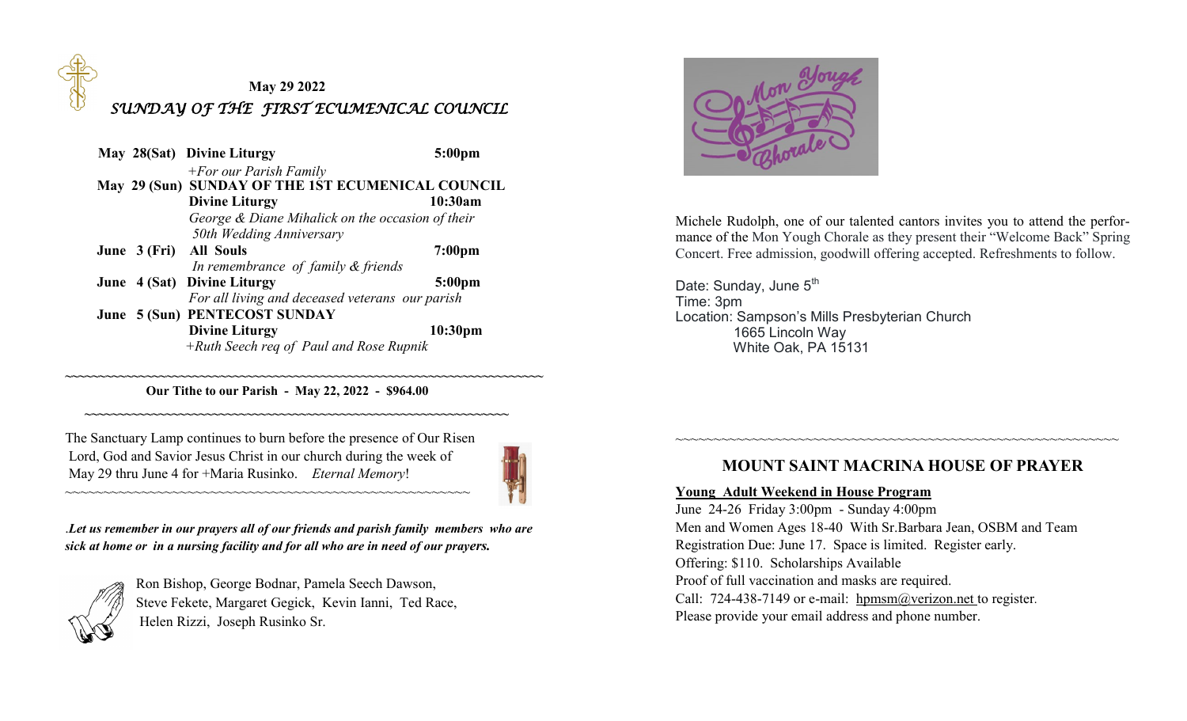**May 29 2022**

# *SUNDAY OF THE FIRST ECUMENICAL COUNCIL*

| | | |
|---|---|---|
| **May 28(Sat)** | **Divine Liturgy** | **5:00pm** |
| | *+For our Parish Family* | |
| **May 29 (Sun)** | **SUNDAY OF THE 1ST ECUMENICAL COUNCIL** | |
| | **Divine Liturgy** | **10:30am** |
| | *George & Diane Mihalick on the occasion of their 50th Wedding Anniversary* | |
| **June 3 (Fri)** | **All Souls** | **7:00pm** |
| | *In remembrance of family & friends* | |
| **June 4 (Sat)** | **Divine Liturgy** | **5:00pm** |
| | *For all living and deceased veterans our parish* | |
| **June 5 (Sun)** | **PENTECOST SUNDAY** | |
| | **Divine Liturgy** | **10:30pm** |
| | *+Ruth Seech req of Paul and Rose Rupnik* | |

~~~~~~~~~~~~~~~~~~~~~~~~~~~~~~~~~~~~~~~~~~~~~~~~~~~~~~~~~~~~~~~~~~~~

**Our Tithe to our Parish - May 22, 2022 - $964.00**

~~~~~~~~~~~~~~~~~~~~~~~~~~~~~~~~~~~~~~~~~~~~~~~~~~~~~~~~~~~~~~~~~~~~

The Sanctuary Lamp continues to burn before the presence of Our Risen Lord, God and Savior Jesus Christ in our church during the week of May 29 thru June 4 for +Maria Rusinko. *Eternal Memory*!

~~~~~~~~~~~~~~~~~~~~~~~~~~~~~~~~~~~~~~~~~~~~~~~~~~~~~~~~~~~~~~~~~~~~

***Let us remember in our prayers all of our friends and parish family members who are sick at home or in a nursing facility and for all who are in need of our prayers.***

Ron Bishop, George Bodnar, Pamela Seech Dawson, Steve Fekete, Margaret Gegick, Kevin Ianni, Ted Race, Helen Rizzi, Joseph Rusinko Sr.

Michele Rudolph, one of our talented cantors invites you to attend the performance of the Mon Yough Chorale as they present their "Welcome Back" Spring Concert. Free admission, goodwill offering accepted. Refreshments to follow.

Date: Sunday, June 5th
Time: 3pm
Location: Sampson's Mills Presbyterian Church
1665 Lincoln Way
White Oak, PA 15131

~~~~~~~~~~~~~~~~~~~~~~~~~~~~~~~~~~~~~~~~~~~~~~~~~~~~~~~~~~~~~~~~~~~~

## MOUNT SAINT MACRINA HOUSE OF PRAYER

**Young Adult Weekend in House Program**

June 24-26 Friday 3:00pm - Sunday 4:00pm
Men and Women Ages 18-40 With Sr.Barbara Jean, OSBM and Team
Registration Due: June 17. Space is limited. Register early.
Offering: $110. Scholarships Available
Proof of full vaccination and masks are required.
Call: 724-438-7149 or e-mail: hpmsm@verizon.net to register.
Please provide your email address and phone number.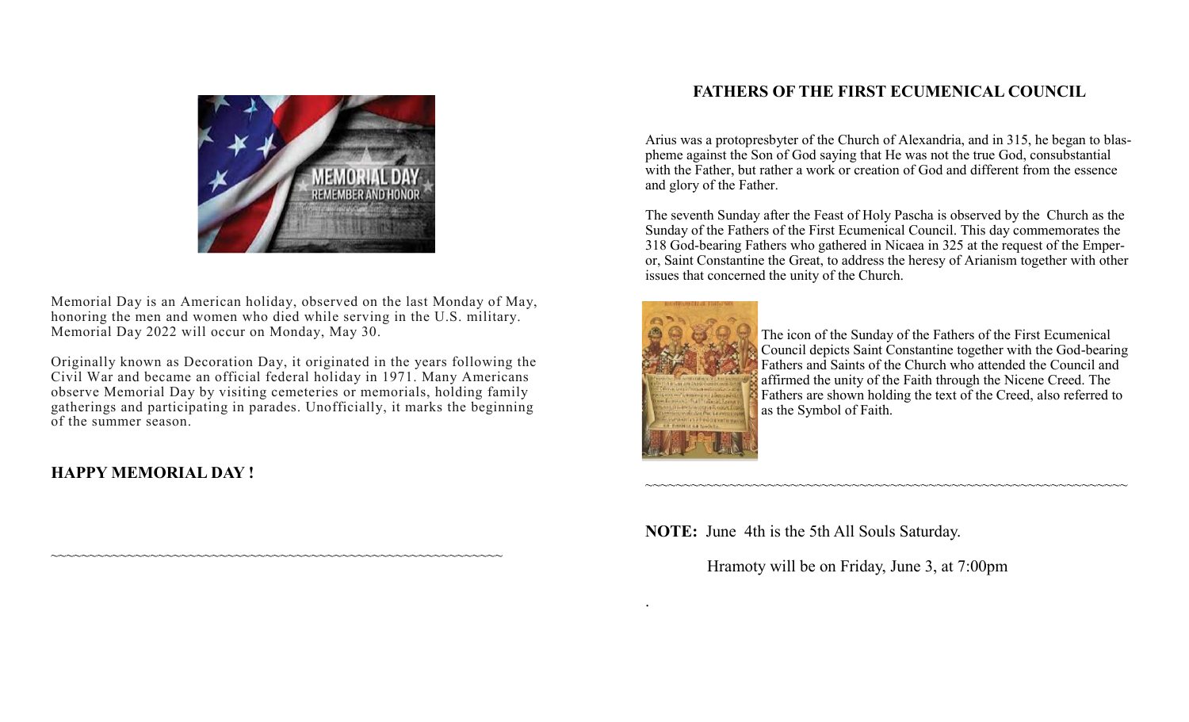Memorial Day is an American holiday, observed on the last Monday of May, honoring the men and women who died while serving in the U.S. military. Memorial Day 2022 will occur on Monday, May 30.

Originally known as Decoration Day, it originated in the years following the Civil War and became an official federal holiday in 1971. Many Americans observe Memorial Day by visiting cemeteries or memorials, holding family gatherings and participating in parades. Unofficially, it marks the beginning of the summer season.

**HAPPY MEMORIAL DAY !**

~~~~~~~~~~~~~~~~~~~~~~~~~~~~~~~~~~~~~~~~~~~~~~~~~~~~~~~~~~~~~~~~~~~~~~~~

## FATHERS OF THE FIRST ECUMENICAL COUNCIL

Arius was a protopresbyter of the Church of Alexandria, and in 315, he began to blaspheme against the Son of God saying that He was not the true God, consubstantial with the Father, but rather a work or creation of God and different from the essence and glory of the Father.

The seventh Sunday after the Feast of Holy Pascha is observed by the Church as the Sunday of the Fathers of the First Ecumenical Council. This day commemorates the 318 God-bearing Fathers who gathered in Nicaea in 325 at the request of the Emperor, Saint Constantine the Great, to address the heresy of Arianism together with other issues that concerned the unity of the Church.

The icon of the Sunday of the Fathers of the First Ecumenical Council depicts Saint Constantine together with the God-bearing Fathers and Saints of the Church who attended the Council and affirmed the unity of the Faith through the Nicene Creed. The Fathers are shown holding the text of the Creed, also referred to as the Symbol of Faith.

~~~~~~~~~~~~~~~~~~~~~~~~~~~~~~~~~~~~~~~~~~~~~~~~~~~~~~~~~~~~~~~~~~~~~~~~

**NOTE:** June 4th is the 5th All Souls Saturday.

Hramoty will be on Friday, June 3, at 7:00pm